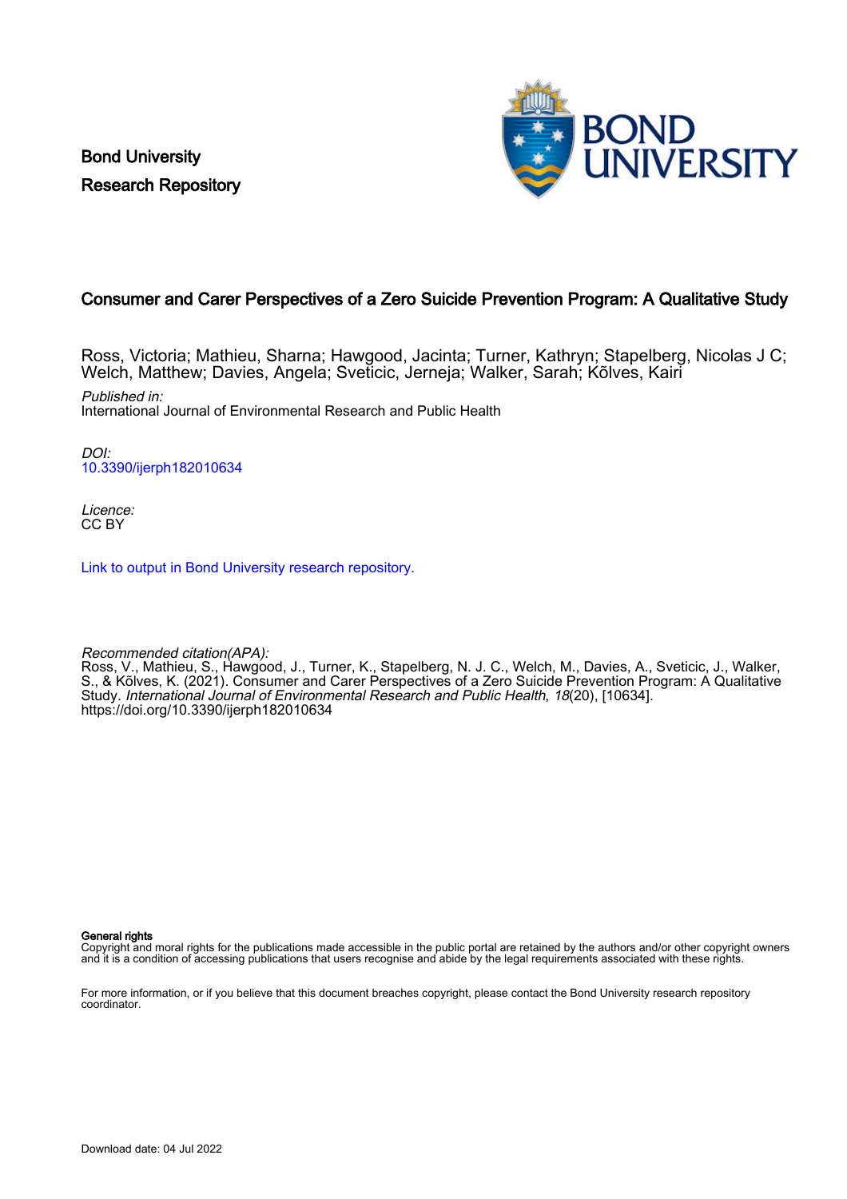Bond University
Research Repository

# Consumer and Carer Perspectives of a Zero Suicide Prevention Program: A Qualitative Study

Ross, Victoria; Mathieu, Sharna; Hawgood, Jacinta; Turner, Kathryn; Stapelberg, Nicolas J C; Welch, Matthew; Davies, Angela; Sveticic, Jerneja; Walker, Sarah; Kõlves, Kairi

*Published in:*
International Journal of Environmental Research and Public Health

*DOI:*
10.3390/ijerph182010634

*Licence:*
CC BY

Link to output in Bond University research repository.

*Recommended citation(APA):*
Ross, V., Mathieu, S., Hawgood, J., Turner, K., Stapelberg, N. J. C., Welch, M., Davies, A., Sveticic, J., Walker, S., & Kõlves, K. (2021). Consumer and Carer Perspectives of a Zero Suicide Prevention Program: A Qualitative Study. *International Journal of Environmental Research and Public Health*, *18*(20), [10634]. https://doi.org/10.3390/ijerph182010634

**General rights**
Copyright and moral rights for the publications made accessible in the public portal are retained by the authors and/or other copyright owners and it is a condition of accessing publications that users recognise and abide by the legal requirements associated with these rights.

For more information, or if you believe that this document breaches copyright, please contact the Bond University research repository coordinator.

Download date: 04 Jul 2022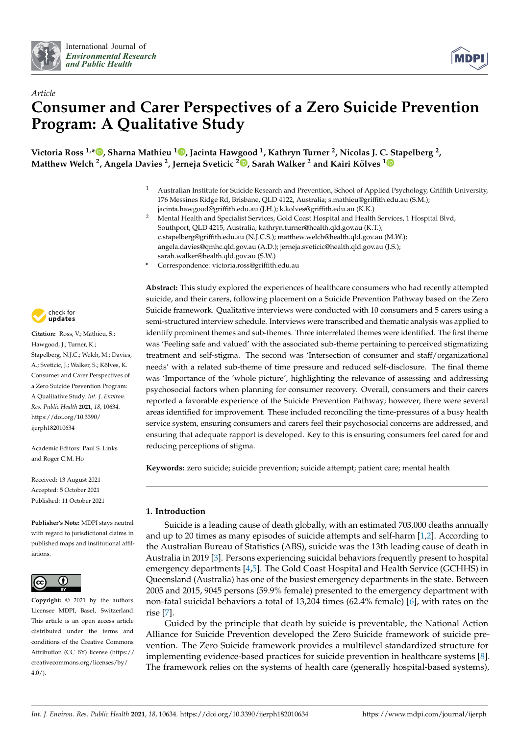# Consumer and Carer Perspectives of a Zero Suicide Prevention Program: A Qualitative Study

**Victoria Ross [1,*], Sharna Mathieu [1], Jacinta Hawgood [1], Kathryn Turner [2], Nicolas J. C. Stapelberg [2], Matthew Welch [2], Angela Davies [2], Jerneja Sveticic [2], Sarah Walker [2] and Kairi Kõlves [1]**

[1] Australian Institute for Suicide Research and Prevention, School of Applied Psychology, Griffith University, 176 Messines Ridge Rd, Brisbane, QLD 4122, Australia; s.mathieu@griffith.edu.au (S.M.); jacinta.hawgood@griffith.edu.au (J.H.); k.kolves@griffith.edu.au (K.K.)

[2] Mental Health and Specialist Services, Gold Coast Hospital and Health Services, 1 Hospital Blvd, Southport, QLD 4215, Australia; kathryn.turner@health.qld.gov.au (K.T.); c.stapelberg@griffith.edu.au (N.J.C.S.); matthew.welch@health.qld.gov.au (M.W.); angela.davies@qmhc.qld.gov.au (A.D.); jerneja.sveticic@health.qld.gov.au (J.S.); sarah.walker@health.qld.gov.au (S.W.)

\* Correspondence: victoria.ross@griffith.edu.au

**Citation:** Ross, V.; Mathieu, S.; Hawgood, J.; Turner, K.; Stapelberg, N.J.C.; Welch, M.; Davies, A.; Sveticic, J.; Walker, S.; Kõlves, K. Consumer and Carer Perspectives of a Zero Suicide Prevention Program: A Qualitative Study. *Int. J. Environ. Res. Public Health* **2021**, *18*, 10634. https://doi.org/10.3390/ijerph182010634

Academic Editors: Paul S. Links and Roger C.M. Ho

Received: 13 August 2021
Accepted: 5 October 2021
Published: 11 October 2021

**Publisher's Note:** MDPI stays neutral with regard to jurisdictional claims in published maps and institutional affiliations.

**Copyright:** © 2021 by the authors. Licensee MDPI, Basel, Switzerland. This article is an open access article distributed under the terms and conditions of the Creative Commons Attribution (CC BY) license (https://creativecommons.org/licenses/by/4.0/).

**Abstract:** This study explored the experiences of healthcare consumers who had recently attempted suicide, and their carers, following placement on a Suicide Prevention Pathway based on the Zero Suicide framework. Qualitative interviews were conducted with 10 consumers and 5 carers using a semi-structured interview schedule. Interviews were transcribed and thematic analysis was applied to identify prominent themes and sub-themes. Three interrelated themes were identified. The first theme was 'Feeling safe and valued' with the associated sub-theme pertaining to perceived stigmatizing treatment and self-stigma. The second was 'Intersection of consumer and staff/organizational needs' with a related sub-theme of time pressure and reduced self-disclosure. The final theme was 'Importance of the 'whole picture', highlighting the relevance of assessing and addressing psychosocial factors when planning for consumer recovery. Overall, consumers and their carers reported a favorable experience of the Suicide Prevention Pathway; however, there were several areas identified for improvement. These included reconciling the time-pressures of a busy health service system, ensuring consumers and carers feel their psychosocial concerns are addressed, and ensuring that adequate rapport is developed. Key to this is ensuring consumers feel cared for and reducing perceptions of stigma.

**Keywords:** zero suicide; suicide prevention; suicide attempt; patient care; mental health

## 1. Introduction

Suicide is a leading cause of death globally, with an estimated 703,000 deaths annually and up to 20 times as many episodes of suicide attempts and self-harm [1,2]. According to the Australian Bureau of Statistics (ABS), suicide was the 13th leading cause of death in Australia in 2019 [3]. Persons experiencing suicidal behaviors frequently present to hospital emergency departments [4,5]. The Gold Coast Hospital and Health Service (GCHHS) in Queensland (Australia) has one of the busiest emergency departments in the state. Between 2005 and 2015, 9045 persons (59.9% female) presented to the emergency department with non-fatal suicidal behaviors a total of 13,204 times (62.4% female) [6], with rates on the rise [7].

Guided by the principle that death by suicide is preventable, the National Action Alliance for Suicide Prevention developed the Zero Suicide framework of suicide prevention. The Zero Suicide framework provides a multilevel standardized structure for implementing evidence-based practices for suicide prevention in healthcare systems [8]. The framework relies on the systems of health care (generally hospital-based systems),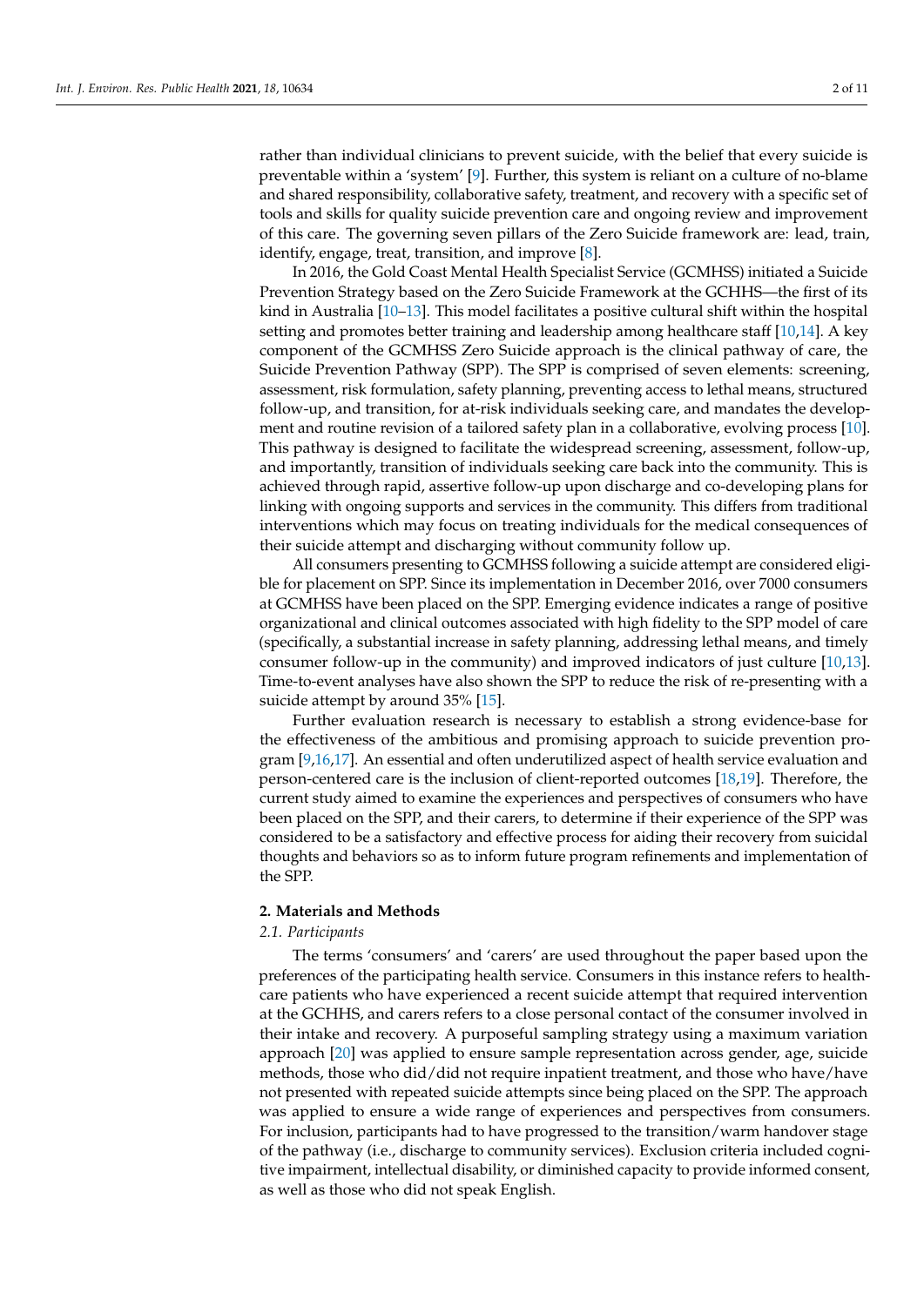rather than individual clinicians to prevent suicide, with the belief that every suicide is preventable within a 'system' [9]. Further, this system is reliant on a culture of no-blame and shared responsibility, collaborative safety, treatment, and recovery with a specific set of tools and skills for quality suicide prevention care and ongoing review and improvement of this care. The governing seven pillars of the Zero Suicide framework are: lead, train, identify, engage, treat, transition, and improve [8].

In 2016, the Gold Coast Mental Health Specialist Service (GCMHSS) initiated a Suicide Prevention Strategy based on the Zero Suicide Framework at the GCHHS—the first of its kind in Australia [10–13]. This model facilitates a positive cultural shift within the hospital setting and promotes better training and leadership among healthcare staff [10,14]. A key component of the GCMHSS Zero Suicide approach is the clinical pathway of care, the Suicide Prevention Pathway (SPP). The SPP is comprised of seven elements: screening, assessment, risk formulation, safety planning, preventing access to lethal means, structured follow-up, and transition, for at-risk individuals seeking care, and mandates the development and routine revision of a tailored safety plan in a collaborative, evolving process [10]. This pathway is designed to facilitate the widespread screening, assessment, follow-up, and importantly, transition of individuals seeking care back into the community. This is achieved through rapid, assertive follow-up upon discharge and co-developing plans for linking with ongoing supports and services in the community. This differs from traditional interventions which may focus on treating individuals for the medical consequences of their suicide attempt and discharging without community follow up.

All consumers presenting to GCMHSS following a suicide attempt are considered eligible for placement on SPP. Since its implementation in December 2016, over 7000 consumers at GCMHSS have been placed on the SPP. Emerging evidence indicates a range of positive organizational and clinical outcomes associated with high fidelity to the SPP model of care (specifically, a substantial increase in safety planning, addressing lethal means, and timely consumer follow-up in the community) and improved indicators of just culture [10,13]. Time-to-event analyses have also shown the SPP to reduce the risk of re-presenting with a suicide attempt by around 35% [15].

Further evaluation research is necessary to establish a strong evidence-base for the effectiveness of the ambitious and promising approach to suicide prevention program [9,16,17]. An essential and often underutilized aspect of health service evaluation and person-centered care is the inclusion of client-reported outcomes [18,19]. Therefore, the current study aimed to examine the experiences and perspectives of consumers who have been placed on the SPP, and their carers, to determine if their experience of the SPP was considered to be a satisfactory and effective process for aiding their recovery from suicidal thoughts and behaviors so as to inform future program refinements and implementation of the SPP.

## 2. Materials and Methods

### 2.1. Participants

The terms 'consumers' and 'carers' are used throughout the paper based upon the preferences of the participating health service. Consumers in this instance refers to healthcare patients who have experienced a recent suicide attempt that required intervention at the GCHHS, and carers refers to a close personal contact of the consumer involved in their intake and recovery. A purposeful sampling strategy using a maximum variation approach [20] was applied to ensure sample representation across gender, age, suicide methods, those who did/did not require inpatient treatment, and those who have/have not presented with repeated suicide attempts since being placed on the SPP. The approach was applied to ensure a wide range of experiences and perspectives from consumers. For inclusion, participants had to have progressed to the transition/warm handover stage of the pathway (i.e., discharge to community services). Exclusion criteria included cognitive impairment, intellectual disability, or diminished capacity to provide informed consent, as well as those who did not speak English.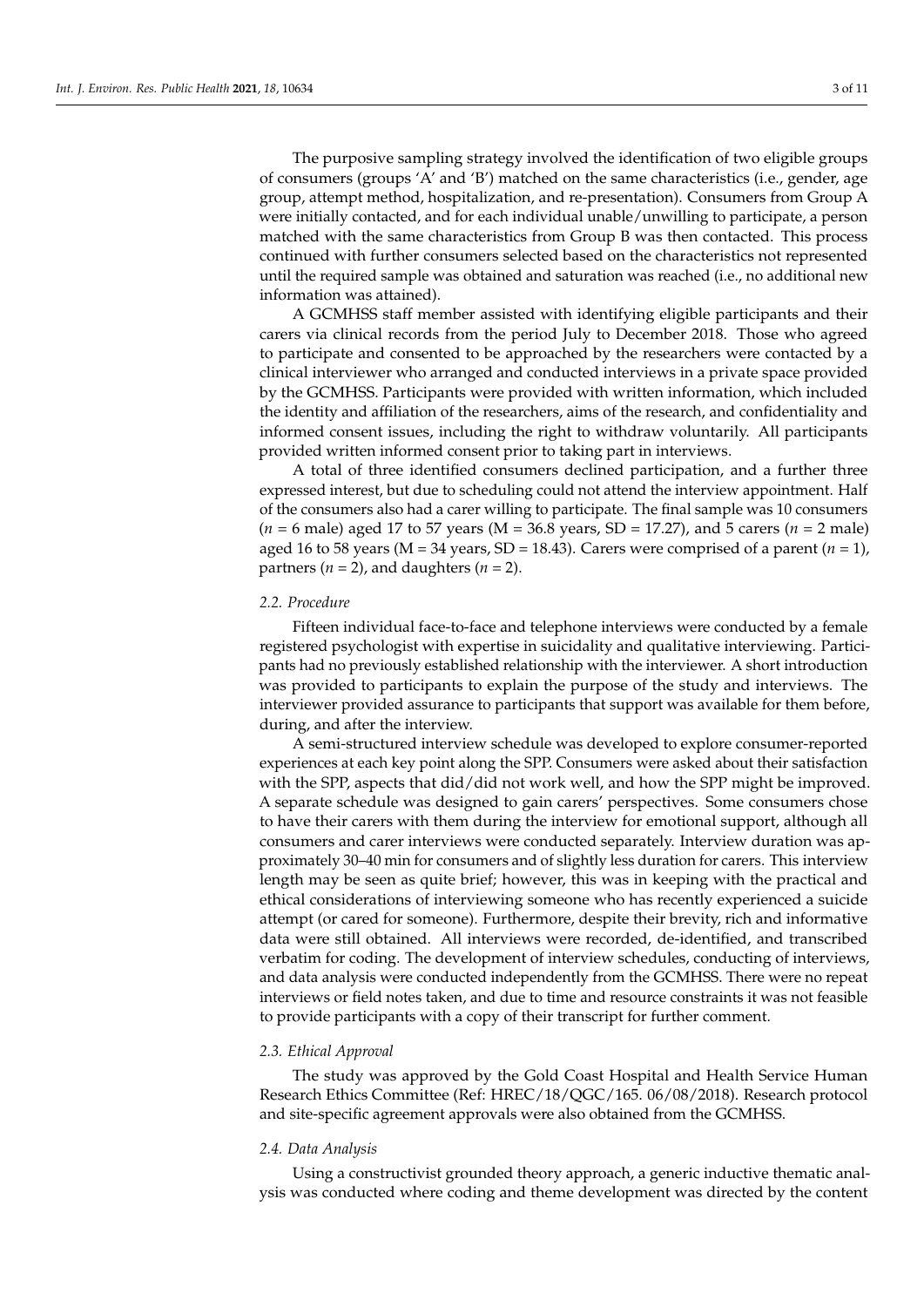The purposive sampling strategy involved the identification of two eligible groups of consumers (groups 'A' and 'B') matched on the same characteristics (i.e., gender, age group, attempt method, hospitalization, and re-presentation). Consumers from Group A were initially contacted, and for each individual unable/unwilling to participate, a person matched with the same characteristics from Group B was then contacted. This process continued with further consumers selected based on the characteristics not represented until the required sample was obtained and saturation was reached (i.e., no additional new information was attained).

A GCMHSS staff member assisted with identifying eligible participants and their carers via clinical records from the period July to December 2018. Those who agreed to participate and consented to be approached by the researchers were contacted by a clinical interviewer who arranged and conducted interviews in a private space provided by the GCMHSS. Participants were provided with written information, which included the identity and affiliation of the researchers, aims of the research, and confidentiality and informed consent issues, including the right to withdraw voluntarily. All participants provided written informed consent prior to taking part in interviews.

A total of three identified consumers declined participation, and a further three expressed interest, but due to scheduling could not attend the interview appointment. Half of the consumers also had a carer willing to participate. The final sample was 10 consumers ($n$ = 6 male) aged 17 to 57 years (M = 36.8 years, SD = 17.27), and 5 carers ($n$ = 2 male) aged 16 to 58 years (M = 34 years, SD = 18.43). Carers were comprised of a parent ($n$ = 1), partners ($n$ = 2), and daughters ($n$ = 2).

### *2.2. Procedure*

Fifteen individual face-to-face and telephone interviews were conducted by a female registered psychologist with expertise in suicidality and qualitative interviewing. Participants had no previously established relationship with the interviewer. A short introduction was provided to participants to explain the purpose of the study and interviews. The interviewer provided assurance to participants that support was available for them before, during, and after the interview.

A semi-structured interview schedule was developed to explore consumer-reported experiences at each key point along the SPP. Consumers were asked about their satisfaction with the SPP, aspects that did/did not work well, and how the SPP might be improved. A separate schedule was designed to gain carers' perspectives. Some consumers chose to have their carers with them during the interview for emotional support, although all consumers and carer interviews were conducted separately. Interview duration was approximately 30–40 min for consumers and of slightly less duration for carers. This interview length may be seen as quite brief; however, this was in keeping with the practical and ethical considerations of interviewing someone who has recently experienced a suicide attempt (or cared for someone). Furthermore, despite their brevity, rich and informative data were still obtained. All interviews were recorded, de-identified, and transcribed verbatim for coding. The development of interview schedules, conducting of interviews, and data analysis were conducted independently from the GCMHSS. There were no repeat interviews or field notes taken, and due to time and resource constraints it was not feasible to provide participants with a copy of their transcript for further comment.

### *2.3. Ethical Approval*

The study was approved by the Gold Coast Hospital and Health Service Human Research Ethics Committee (Ref: HREC/18/QGC/165. 06/08/2018). Research protocol and site-specific agreement approvals were also obtained from the GCMHSS.

### *2.4. Data Analysis*

Using a constructivist grounded theory approach, a generic inductive thematic analysis was conducted where coding and theme development was directed by the content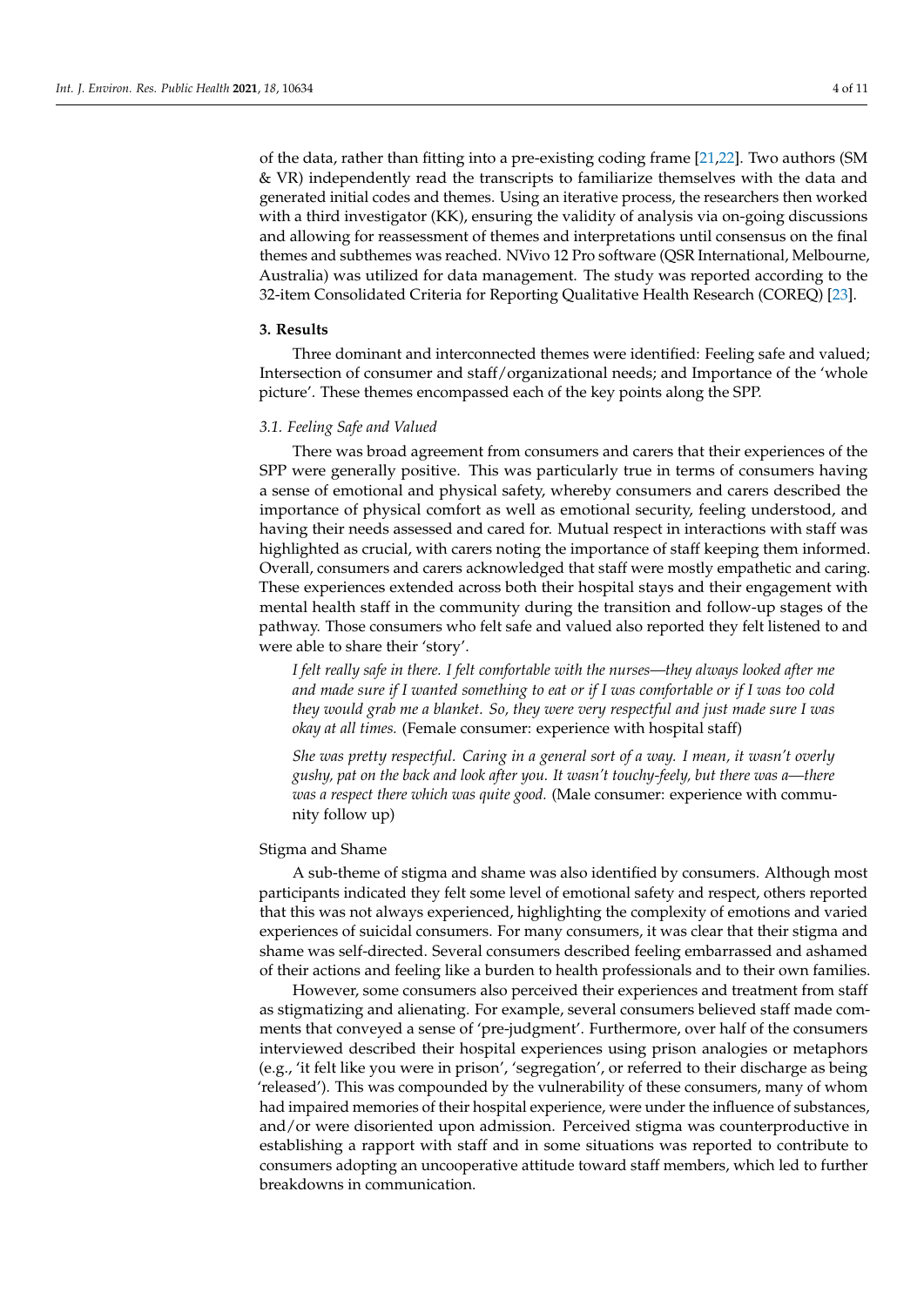of the data, rather than fitting into a pre-existing coding frame [21,22]. Two authors (SM & VR) independently read the transcripts to familiarize themselves with the data and generated initial codes and themes. Using an iterative process, the researchers then worked with a third investigator (KK), ensuring the validity of analysis via on-going discussions and allowing for reassessment of themes and interpretations until consensus on the final themes and subthemes was reached. NVivo 12 Pro software (QSR International, Melbourne, Australia) was utilized for data management. The study was reported according to the 32-item Consolidated Criteria for Reporting Qualitative Health Research (COREQ) [23].

## 3. Results

Three dominant and interconnected themes were identified: Feeling safe and valued; Intersection of consumer and staff/organizational needs; and Importance of the 'whole picture'. These themes encompassed each of the key points along the SPP.

### *3.1. Feeling Safe and Valued*

There was broad agreement from consumers and carers that their experiences of the SPP were generally positive. This was particularly true in terms of consumers having a sense of emotional and physical safety, whereby consumers and carers described the importance of physical comfort as well as emotional security, feeling understood, and having their needs assessed and cared for. Mutual respect in interactions with staff was highlighted as crucial, with carers noting the importance of staff keeping them informed. Overall, consumers and carers acknowledged that staff were mostly empathetic and caring. These experiences extended across both their hospital stays and their engagement with mental health staff in the community during the transition and follow-up stages of the pathway. Those consumers who felt safe and valued also reported they felt listened to and were able to share their 'story'.

> *I felt really safe in there. I felt comfortable with the nurses—they always looked after me and made sure if I wanted something to eat or if I was comfortable or if I was too cold they would grab me a blanket. So, they were very respectful and just made sure I was okay at all times.* (Female consumer: experience with hospital staff)

> *She was pretty respectful. Caring in a general sort of a way. I mean, it wasn't overly gushy, pat on the back and look after you. It wasn't touchy-feely, but there was a—there was a respect there which was quite good.* (Male consumer: experience with community follow up)

#### Stigma and Shame

A sub-theme of stigma and shame was also identified by consumers. Although most participants indicated they felt some level of emotional safety and respect, others reported that this was not always experienced, highlighting the complexity of emotions and varied experiences of suicidal consumers. For many consumers, it was clear that their stigma and shame was self-directed. Several consumers described feeling embarrassed and ashamed of their actions and feeling like a burden to health professionals and to their own families.

However, some consumers also perceived their experiences and treatment from staff as stigmatizing and alienating. For example, several consumers believed staff made comments that conveyed a sense of 'pre-judgment'. Furthermore, over half of the consumers interviewed described their hospital experiences using prison analogies or metaphors (e.g., 'it felt like you were in prison', 'segregation', or referred to their discharge as being 'released'). This was compounded by the vulnerability of these consumers, many of whom had impaired memories of their hospital experience, were under the influence of substances, and/or were disoriented upon admission. Perceived stigma was counterproductive in establishing a rapport with staff and in some situations was reported to contribute to consumers adopting an uncooperative attitude toward staff members, which led to further breakdowns in communication.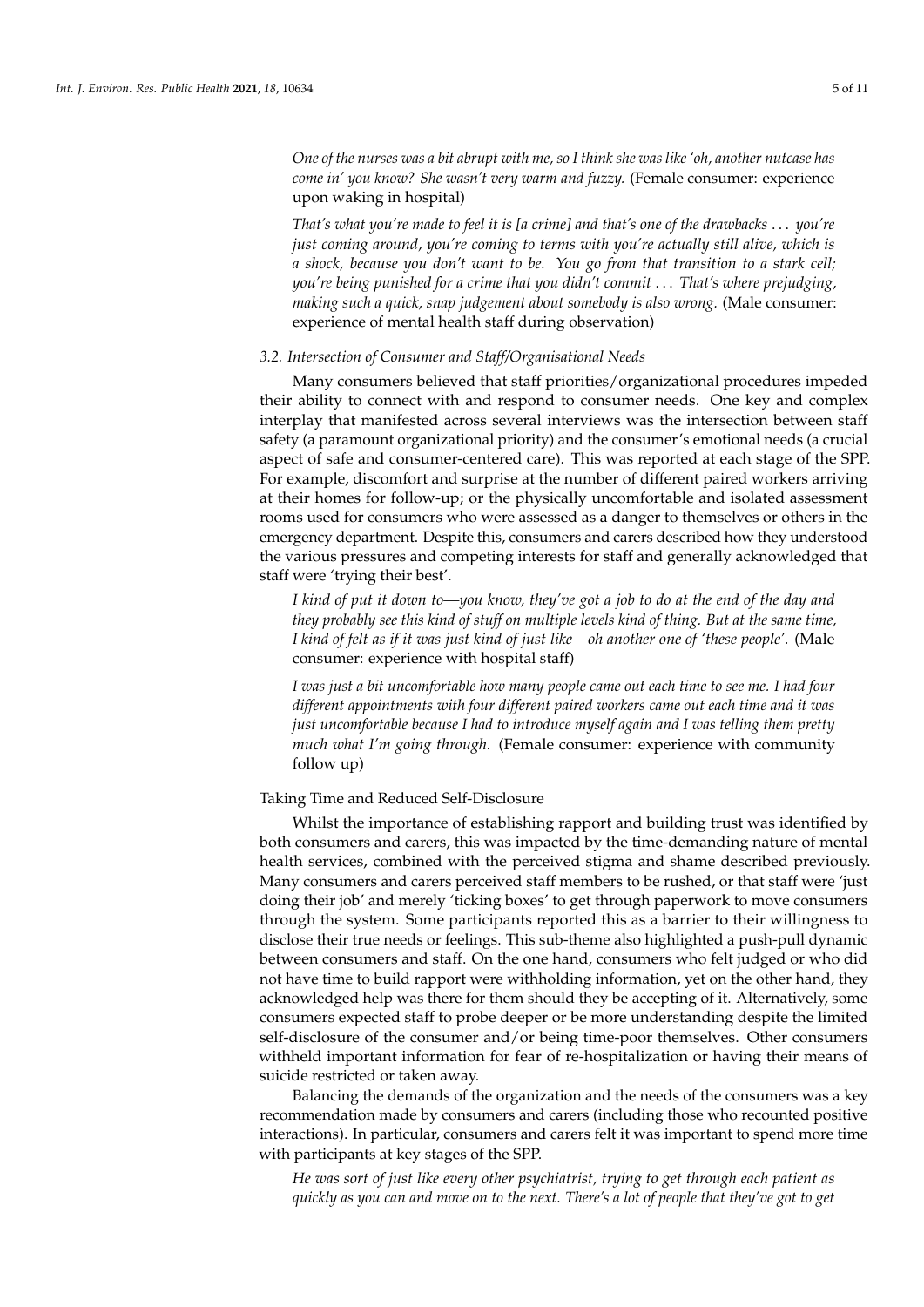*One of the nurses was a bit abrupt with me, so I think she was like 'oh, another nutcase has come in' you know? She wasn't very warm and fuzzy.* (Female consumer: experience upon waking in hospital)

*That's what you're made to feel it is [a crime] and that's one of the drawbacks . . . you're just coming around, you're coming to terms with you're actually still alive, which is a shock, because you don't want to be. You go from that transition to a stark cell; you're being punished for a crime that you didn't commit . . . That's where prejudging, making such a quick, snap judgement about somebody is also wrong.* (Male consumer: experience of mental health staff during observation)

### 3.2. Intersection of Consumer and Staff/Organisational Needs

Many consumers believed that staff priorities/organizational procedures impeded their ability to connect with and respond to consumer needs. One key and complex interplay that manifested across several interviews was the intersection between staff safety (a paramount organizational priority) and the consumer's emotional needs (a crucial aspect of safe and consumer-centered care). This was reported at each stage of the SPP. For example, discomfort and surprise at the number of different paired workers arriving at their homes for follow-up; or the physically uncomfortable and isolated assessment rooms used for consumers who were assessed as a danger to themselves or others in the emergency department. Despite this, consumers and carers described how they understood the various pressures and competing interests for staff and generally acknowledged that staff were 'trying their best'.

*I kind of put it down to—you know, they've got a job to do at the end of the day and they probably see this kind of stuff on multiple levels kind of thing. But at the same time, I kind of felt as if it was just kind of just like—oh another one of 'these people'.* (Male consumer: experience with hospital staff)

*I was just a bit uncomfortable how many people came out each time to see me. I had four different appointments with four different paired workers came out each time and it was just uncomfortable because I had to introduce myself again and I was telling them pretty much what I'm going through.* (Female consumer: experience with community follow up)

#### Taking Time and Reduced Self-Disclosure

Whilst the importance of establishing rapport and building trust was identified by both consumers and carers, this was impacted by the time-demanding nature of mental health services, combined with the perceived stigma and shame described previously. Many consumers and carers perceived staff members to be rushed, or that staff were 'just doing their job' and merely 'ticking boxes' to get through paperwork to move consumers through the system. Some participants reported this as a barrier to their willingness to disclose their true needs or feelings. This sub-theme also highlighted a push-pull dynamic between consumers and staff. On the one hand, consumers who felt judged or who did not have time to build rapport were withholding information, yet on the other hand, they acknowledged help was there for them should they be accepting of it. Alternatively, some consumers expected staff to probe deeper or be more understanding despite the limited self-disclosure of the consumer and/or being time-poor themselves. Other consumers withheld important information for fear of re-hospitalization or having their means of suicide restricted or taken away.

Balancing the demands of the organization and the needs of the consumers was a key recommendation made by consumers and carers (including those who recounted positive interactions). In particular, consumers and carers felt it was important to spend more time with participants at key stages of the SPP.

*He was sort of just like every other psychiatrist, trying to get through each patient as quickly as you can and move on to the next. There's a lot of people that they've got to get*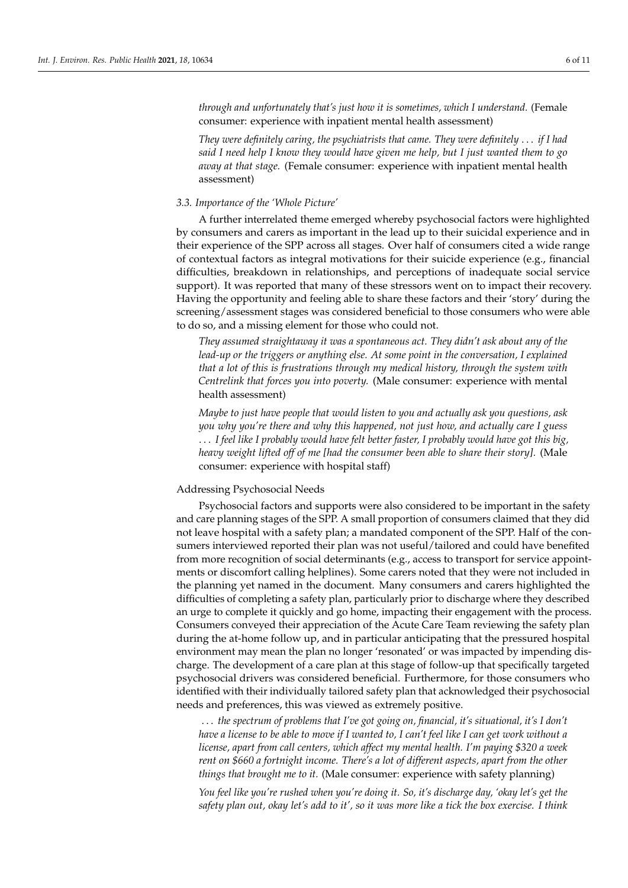*through and unfortunately that's just how it is sometimes, which I understand.* (Female consumer: experience with inpatient mental health assessment)

*They were definitely caring, the psychiatrists that came. They were definitely . . . if I had said I need help I know they would have given me help, but I just wanted them to go away at that stage.* (Female consumer: experience with inpatient mental health assessment)

### 3.3. Importance of the 'Whole Picture'

A further interrelated theme emerged whereby psychosocial factors were highlighted by consumers and carers as important in the lead up to their suicidal experience and in their experience of the SPP across all stages. Over half of consumers cited a wide range of contextual factors as integral motivations for their suicide experience (e.g., financial difficulties, breakdown in relationships, and perceptions of inadequate social service support). It was reported that many of these stressors went on to impact their recovery. Having the opportunity and feeling able to share these factors and their 'story' during the screening/assessment stages was considered beneficial to those consumers who were able to do so, and a missing element for those who could not.

*They assumed straightaway it was a spontaneous act. They didn't ask about any of the lead-up or the triggers or anything else. At some point in the conversation, I explained that a lot of this is frustrations through my medical history, through the system with Centrelink that forces you into poverty.* (Male consumer: experience with mental health assessment)

*Maybe to just have people that would listen to you and actually ask you questions, ask you why you're there and why this happened, not just how, and actually care I guess . . . I feel like I probably would have felt better faster, I probably would have got this big, heavy weight lifted off of me [had the consumer been able to share their story].* (Male consumer: experience with hospital staff)

#### Addressing Psychosocial Needs

Psychosocial factors and supports were also considered to be important in the safety and care planning stages of the SPP. A small proportion of consumers claimed that they did not leave hospital with a safety plan; a mandated component of the SPP. Half of the consumers interviewed reported their plan was not useful/tailored and could have benefited from more recognition of social determinants (e.g., access to transport for service appointments or discomfort calling helplines). Some carers noted that they were not included in the planning yet named in the document. Many consumers and carers highlighted the difficulties of completing a safety plan, particularly prior to discharge where they described an urge to complete it quickly and go home, impacting their engagement with the process. Consumers conveyed their appreciation of the Acute Care Team reviewing the safety plan during the at-home follow up, and in particular anticipating that the pressured hospital environment may mean the plan no longer 'resonated' or was impacted by impending discharge. The development of a care plan at this stage of follow-up that specifically targeted psychosocial drivers was considered beneficial. Furthermore, for those consumers who identified with their individually tailored safety plan that acknowledged their psychosocial needs and preferences, this was viewed as extremely positive.

*. . . the spectrum of problems that I've got going on, financial, it's situational, it's I don't have a license to be able to move if I wanted to, I can't feel like I can get work without a license, apart from call centers, which affect my mental health. I'm paying $320 a week rent on $660 a fortnight income. There's a lot of different aspects, apart from the other things that brought me to it.* (Male consumer: experience with safety planning)

*You feel like you're rushed when you're doing it. So, it's discharge day, 'okay let's get the safety plan out, okay let's add to it', so it was more like a tick the box exercise. I think*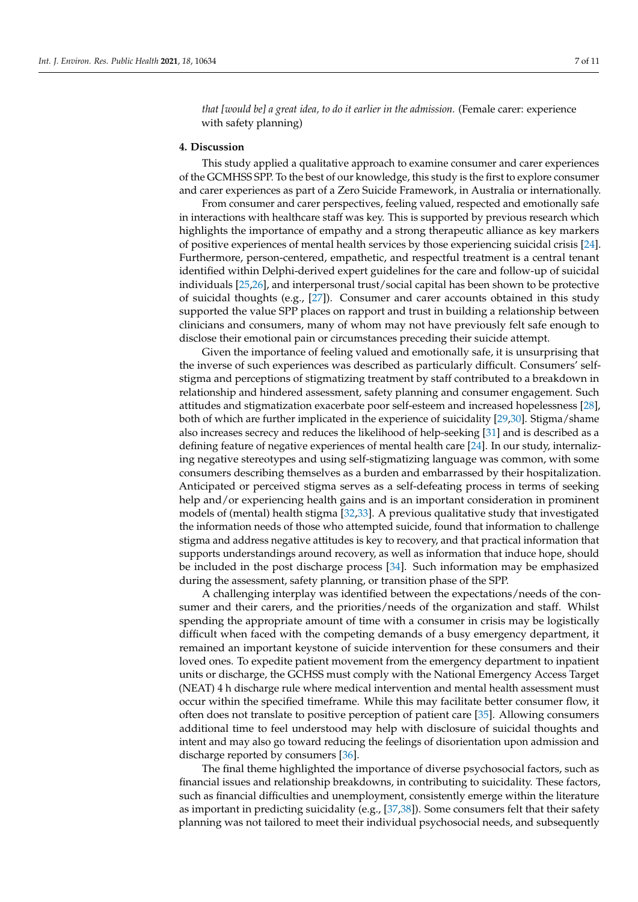*that [would be] a great idea, to do it earlier in the admission.* (Female carer: experience with safety planning)

## 4. Discussion

This study applied a qualitative approach to examine consumer and carer experiences of the GCMHSS SPP. To the best of our knowledge, this study is the first to explore consumer and carer experiences as part of a Zero Suicide Framework, in Australia or internationally.

From consumer and carer perspectives, feeling valued, respected and emotionally safe in interactions with healthcare staff was key. This is supported by previous research which highlights the importance of empathy and a strong therapeutic alliance as key markers of positive experiences of mental health services by those experiencing suicidal crisis [24]. Furthermore, person-centered, empathetic, and respectful treatment is a central tenant identified within Delphi-derived expert guidelines for the care and follow-up of suicidal individuals [25,26], and interpersonal trust/social capital has been shown to be protective of suicidal thoughts (e.g., [27]). Consumer and carer accounts obtained in this study supported the value SPP places on rapport and trust in building a relationship between clinicians and consumers, many of whom may not have previously felt safe enough to disclose their emotional pain or circumstances preceding their suicide attempt.

Given the importance of feeling valued and emotionally safe, it is unsurprising that the inverse of such experiences was described as particularly difficult. Consumers' self-stigma and perceptions of stigmatizing treatment by staff contributed to a breakdown in relationship and hindered assessment, safety planning and consumer engagement. Such attitudes and stigmatization exacerbate poor self-esteem and increased hopelessness [28], both of which are further implicated in the experience of suicidality [29,30]. Stigma/shame also increases secrecy and reduces the likelihood of help-seeking [31] and is described as a defining feature of negative experiences of mental health care [24]. In our study, internalizing negative stereotypes and using self-stigmatizing language was common, with some consumers describing themselves as a burden and embarrassed by their hospitalization. Anticipated or perceived stigma serves as a self-defeating process in terms of seeking help and/or experiencing health gains and is an important consideration in prominent models of (mental) health stigma [32,33]. A previous qualitative study that investigated the information needs of those who attempted suicide, found that information to challenge stigma and address negative attitudes is key to recovery, and that practical information that supports understandings around recovery, as well as information that induce hope, should be included in the post discharge process [34]. Such information may be emphasized during the assessment, safety planning, or transition phase of the SPP.

A challenging interplay was identified between the expectations/needs of the consumer and their carers, and the priorities/needs of the organization and staff. Whilst spending the appropriate amount of time with a consumer in crisis may be logistically difficult when faced with the competing demands of a busy emergency department, it remained an important keystone of suicide intervention for these consumers and their loved ones. To expedite patient movement from the emergency department to inpatient units or discharge, the GCHSS must comply with the National Emergency Access Target (NEAT) 4 h discharge rule where medical intervention and mental health assessment must occur within the specified timeframe. While this may facilitate better consumer flow, it often does not translate to positive perception of patient care [35]. Allowing consumers additional time to feel understood may help with disclosure of suicidal thoughts and intent and may also go toward reducing the feelings of disorientation upon admission and discharge reported by consumers [36].

The final theme highlighted the importance of diverse psychosocial factors, such as financial issues and relationship breakdowns, in contributing to suicidality. These factors, such as financial difficulties and unemployment, consistently emerge within the literature as important in predicting suicidality (e.g., [37,38]). Some consumers felt that their safety planning was not tailored to meet their individual psychosocial needs, and subsequently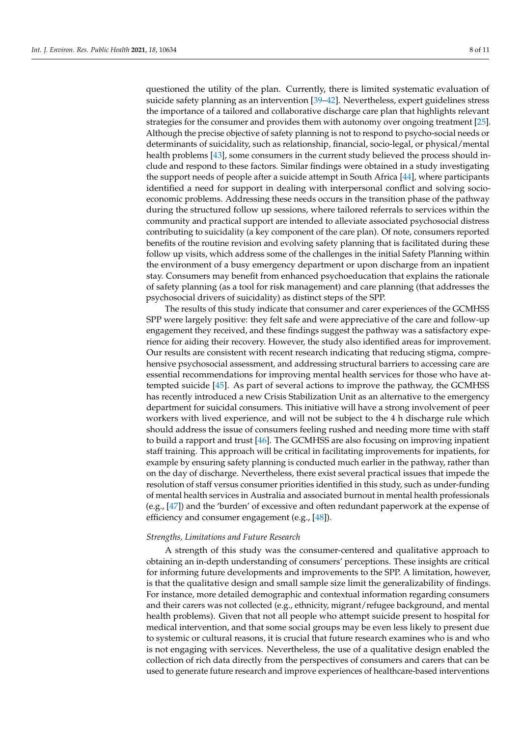questioned the utility of the plan. Currently, there is limited systematic evaluation of suicide safety planning as an intervention [39–42]. Nevertheless, expert guidelines stress the importance of a tailored and collaborative discharge care plan that highlights relevant strategies for the consumer and provides them with autonomy over ongoing treatment [25]. Although the precise objective of safety planning is not to respond to psycho-social needs or determinants of suicidality, such as relationship, financial, socio-legal, or physical/mental health problems [43], some consumers in the current study believed the process should include and respond to these factors. Similar findings were obtained in a study investigating the support needs of people after a suicide attempt in South Africa [44], where participants identified a need for support in dealing with interpersonal conflict and solving socio-economic problems. Addressing these needs occurs in the transition phase of the pathway during the structured follow up sessions, where tailored referrals to services within the community and practical support are intended to alleviate associated psychosocial distress contributing to suicidality (a key component of the care plan). Of note, consumers reported benefits of the routine revision and evolving safety planning that is facilitated during these follow up visits, which address some of the challenges in the initial Safety Planning within the environment of a busy emergency department or upon discharge from an inpatient stay. Consumers may benefit from enhanced psychoeducation that explains the rationale of safety planning (as a tool for risk management) and care planning (that addresses the psychosocial drivers of suicidality) as distinct steps of the SPP.

The results of this study indicate that consumer and carer experiences of the GCMHSS SPP were largely positive: they felt safe and were appreciative of the care and follow-up engagement they received, and these findings suggest the pathway was a satisfactory experience for aiding their recovery. However, the study also identified areas for improvement. Our results are consistent with recent research indicating that reducing stigma, comprehensive psychosocial assessment, and addressing structural barriers to accessing care are essential recommendations for improving mental health services for those who have attempted suicide [45]. As part of several actions to improve the pathway, the GCMHSS has recently introduced a new Crisis Stabilization Unit as an alternative to the emergency department for suicidal consumers. This initiative will have a strong involvement of peer workers with lived experience, and will not be subject to the 4 h discharge rule which should address the issue of consumers feeling rushed and needing more time with staff to build a rapport and trust [46]. The GCMHSS are also focusing on improving inpatient staff training. This approach will be critical in facilitating improvements for inpatients, for example by ensuring safety planning is conducted much earlier in the pathway, rather than on the day of discharge. Nevertheless, there exist several practical issues that impede the resolution of staff versus consumer priorities identified in this study, such as under-funding of mental health services in Australia and associated burnout in mental health professionals (e.g., [47]) and the 'burden' of excessive and often redundant paperwork at the expense of efficiency and consumer engagement (e.g., [48]).

*Strengths, Limitations and Future Research*

A strength of this study was the consumer-centered and qualitative approach to obtaining an in-depth understanding of consumers' perceptions. These insights are critical for informing future developments and improvements to the SPP. A limitation, however, is that the qualitative design and small sample size limit the generalizability of findings. For instance, more detailed demographic and contextual information regarding consumers and their carers was not collected (e.g., ethnicity, migrant/refugee background, and mental health problems). Given that not all people who attempt suicide present to hospital for medical intervention, and that some social groups may be even less likely to present due to systemic or cultural reasons, it is crucial that future research examines who is and who is not engaging with services. Nevertheless, the use of a qualitative design enabled the collection of rich data directly from the perspectives of consumers and carers that can be used to generate future research and improve experiences of healthcare-based interventions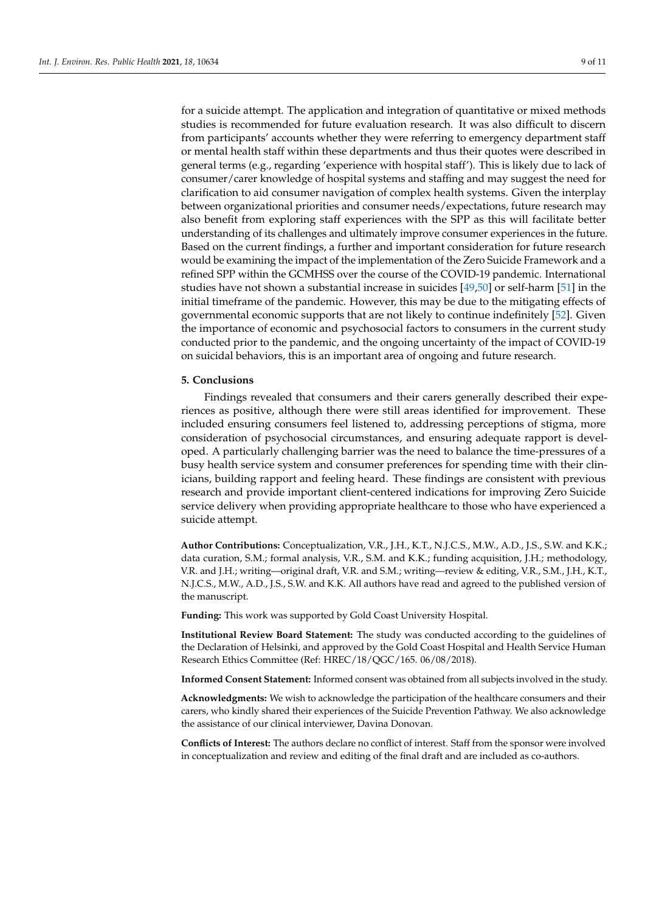for a suicide attempt. The application and integration of quantitative or mixed methods studies is recommended for future evaluation research. It was also difficult to discern from participants' accounts whether they were referring to emergency department staff or mental health staff within these departments and thus their quotes were described in general terms (e.g., regarding 'experience with hospital staff'). This is likely due to lack of consumer/carer knowledge of hospital systems and staffing and may suggest the need for clarification to aid consumer navigation of complex health systems. Given the interplay between organizational priorities and consumer needs/expectations, future research may also benefit from exploring staff experiences with the SPP as this will facilitate better understanding of its challenges and ultimately improve consumer experiences in the future. Based on the current findings, a further and important consideration for future research would be examining the impact of the implementation of the Zero Suicide Framework and a refined SPP within the GCMHSS over the course of the COVID-19 pandemic. International studies have not shown a substantial increase in suicides [49,50] or self-harm [51] in the initial timeframe of the pandemic. However, this may be due to the mitigating effects of governmental economic supports that are not likely to continue indefinitely [52]. Given the importance of economic and psychosocial factors to consumers in the current study conducted prior to the pandemic, and the ongoing uncertainty of the impact of COVID-19 on suicidal behaviors, this is an important area of ongoing and future research.

## 5. Conclusions

Findings revealed that consumers and their carers generally described their experiences as positive, although there were still areas identified for improvement. These included ensuring consumers feel listened to, addressing perceptions of stigma, more consideration of psychosocial circumstances, and ensuring adequate rapport is developed. A particularly challenging barrier was the need to balance the time-pressures of a busy health service system and consumer preferences for spending time with their clinicians, building rapport and feeling heard. These findings are consistent with previous research and provide important client-centered indications for improving Zero Suicide service delivery when providing appropriate healthcare to those who have experienced a suicide attempt.

**Author Contributions:** Conceptualization, V.R., J.H., K.T., N.J.C.S., M.W., A.D., J.S., S.W. and K.K.; data curation, S.M.; formal analysis, V.R., S.M. and K.K.; funding acquisition, J.H.; methodology, V.R. and J.H.; writing—original draft, V.R. and S.M.; writing—review & editing, V.R., S.M., J.H., K.T., N.J.C.S., M.W., A.D., J.S., S.W. and K.K. All authors have read and agreed to the published version of the manuscript.

**Funding:** This work was supported by Gold Coast University Hospital.

**Institutional Review Board Statement:** The study was conducted according to the guidelines of the Declaration of Helsinki, and approved by the Gold Coast Hospital and Health Service Human Research Ethics Committee (Ref: HREC/18/QGC/165. 06/08/2018).

**Informed Consent Statement:** Informed consent was obtained from all subjects involved in the study.

**Acknowledgments:** We wish to acknowledge the participation of the healthcare consumers and their carers, who kindly shared their experiences of the Suicide Prevention Pathway. We also acknowledge the assistance of our clinical interviewer, Davina Donovan.

**Conflicts of Interest:** The authors declare no conflict of interest. Staff from the sponsor were involved in conceptualization and review and editing of the final draft and are included as co-authors.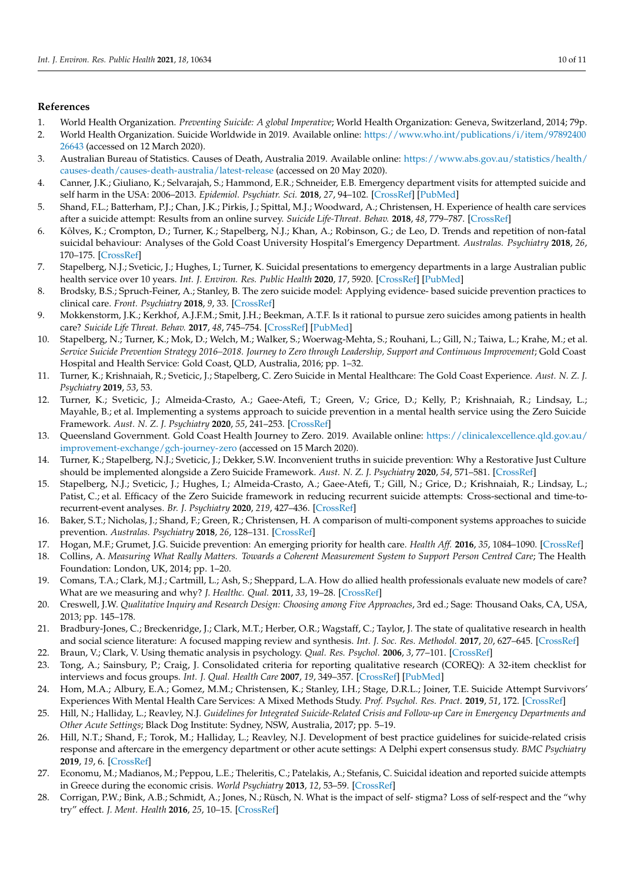## References

1. World Health Organization. *Preventing Suicide: A global Imperative*; World Health Organization: Geneva, Switzerland, 2014; 79p.
2. World Health Organization. Suicide Worldwide in 2019. Available online: https://www.who.int/publications/i/item/9789240026643 (accessed on 12 March 2020).
3. Australian Bureau of Statistics. Causes of Death, Australia 2019. Available online: https://www.abs.gov.au/statistics/health/causes-death/causes-death-australia/latest-release (accessed on 20 May 2020).
4. Canner, J.K.; Giuliano, K.; Selvarajah, S.; Hammond, E.R.; Schneider, E.B. Emergency department visits for attempted suicide and self harm in the USA: 2006–2013. *Epidemiol. Psychiatr. Sci.* **2018**, *27*, 94–102. [CrossRef] [PubMed]
5. Shand, F.L.; Batterham, P.J.; Chan, J.K.; Pirkis, J.; Spittal, M.J.; Woodward, A.; Christensen, H. Experience of health care services after a suicide attempt: Results from an online survey. *Suicide Life-Threat. Behav.* **2018**, *48*, 779–787. [CrossRef]
6. Kõlves, K.; Crompton, D.; Turner, K.; Stapelberg, N.J.; Khan, A.; Robinson, G.; de Leo, D. Trends and repetition of non-fatal suicidal behaviour: Analyses of the Gold Coast University Hospital's Emergency Department. *Australas. Psychiatry* **2018**, *26*, 170–175. [CrossRef]
7. Stapelberg, N.J.; Sveticic, J.; Hughes, I.; Turner, K. Suicidal presentations to emergency departments in a large Australian public health service over 10 years. *Int. J. Environ. Res. Public Health* **2020**, *17*, 5920. [CrossRef] [PubMed]
8. Brodsky, B.S.; Spruch-Feiner, A.; Stanley, B. The zero suicide model: Applying evidence- based suicide prevention practices to clinical care. *Front. Psychiatry* **2018**, *9*, 33. [CrossRef]
9. Mokkenstorm, J.K.; Kerkhof, A.J.F.M.; Smit, J.H.; Beekman, A.T.F. Is it rational to pursue zero suicides among patients in health care? *Suicide Life Threat. Behav.* **2017**, *48*, 745–754. [CrossRef] [PubMed]
10. Stapelberg, N.; Turner, K.; Mok, D.; Welch, M.; Walker, S.; Woerwag-Mehta, S.; Rouhani, L.; Gill, N.; Taiwa, L.; Krahe, M.; et al. *Service Suicide Prevention Strategy 2016–2018. Journey to Zero through Leadership, Support and Continuous Improvement*; Gold Coast Hospital and Health Service: Gold Coast, QLD, Australia, 2016; pp. 1–32.
11. Turner, K.; Krishnaiah, R.; Sveticic, J.; Stapelberg, C. Zero Suicide in Mental Healthcare: The Gold Coast Experience. *Aust. N. Z. J. Psychiatry* **2019**, *53*, 53.
12. Turner, K.; Sveticic, J.; Almeida-Crasto, A.; Gaee-Atefi, T.; Green, V.; Grice, D.; Kelly, P.; Krishnaiah, R.; Lindsay, L.; Mayahle, B.; et al. Implementing a systems approach to suicide prevention in a mental health service using the Zero Suicide Framework. *Aust. N. Z. J. Psychiatry* **2020**, *55*, 241–253. [CrossRef]
13. Queensland Government. Gold Coast Health Journey to Zero. 2019. Available online: https://clinicalexcellence.qld.gov.au/improvement-exchange/gch-journey-zero (accessed on 15 March 2020).
14. Turner, K.; Stapelberg, N.J.; Sveticic, J.; Dekker, S.W. Inconvenient truths in suicide prevention: Why a Restorative Just Culture should be implemented alongside a Zero Suicide Framework. *Aust. N. Z. J. Psychiatry* **2020**, *54*, 571–581. [CrossRef]
15. Stapelberg, N.J.; Sveticic, J.; Hughes, I.; Almeida-Crasto, A.; Gaee-Atefi, T.; Gill, N.; Grice, D.; Krishnaiah, R.; Lindsay, L.; Patist, C.; et al. Efficacy of the Zero Suicide framework in reducing recurrent suicide attempts: Cross-sectional and time-to-recurrent-event analyses. *Br. J. Psychiatry* **2020**, *219*, 427–436. [CrossRef]
16. Baker, S.T.; Nicholas, J.; Shand, F.; Green, R.; Christensen, H. A comparison of multi-component systems approaches to suicide prevention. *Australas. Psychiatry* **2018**, *26*, 128–131. [CrossRef]
17. Hogan, M.F.; Grumet, J.G. Suicide prevention: An emerging priority for health care. *Health Aff.* **2016**, *35*, 1084–1090. [CrossRef]
18. Collins, A. *Measuring What Really Matters. Towards a Coherent Measurement System to Support Person Centred Care*; The Health Foundation: London, UK, 2014; pp. 1–20.
19. Comans, T.A.; Clark, M.J.; Cartmill, L.; Ash, S.; Sheppard, L.A. How do allied health professionals evaluate new models of care? What are we measuring and why? *J. Healthc. Qual.* **2011**, *33*, 19–28. [CrossRef]
20. Creswell, J.W. *Qualitative Inquiry and Research Design: Choosing among Five Approaches*, 3rd ed.; Sage: Thousand Oaks, CA, USA, 2013; pp. 145–178.
21. Bradbury-Jones, C.; Breckenridge, J.; Clark, M.T.; Herber, O.R.; Wagstaff, C.; Taylor, J. The state of qualitative research in health and social science literature: A focused mapping review and synthesis. *Int. J. Soc. Res. Methodol.* **2017**, *20*, 627–645. [CrossRef]
22. Braun, V.; Clark, V. Using thematic analysis in psychology. *Qual. Res. Psychol.* **2006**, *3*, 77–101. [CrossRef]
23. Tong, A.; Sainsbury, P.; Craig, J. Consolidated criteria for reporting qualitative research (COREQ): A 32-item checklist for interviews and focus groups. *Int. J. Qual. Health Care* **2007**, *19*, 349–357. [CrossRef] [PubMed]
24. Hom, M.A.; Albury, E.A.; Gomez, M.M.; Christensen, K.; Stanley, I.H.; Stage, D.R.L.; Joiner, T.E. Suicide Attempt Survivors' Experiences With Mental Health Care Services: A Mixed Methods Study. *Prof. Psychol. Res. Pract.* **2019**, *51*, 172. [CrossRef]
25. Hill, N.; Halliday, L.; Reavley, N.J. *Guidelines for Integrated Suicide-Related Crisis and Follow-up Care in Emergency Departments and Other Acute Settings*; Black Dog Institute: Sydney, NSW, Australia, 2017; pp. 5–19.
26. Hill, N.T.; Shand, F.; Torok, M.; Halliday, L.; Reavley, N.J. Development of best practice guidelines for suicide-related crisis response and aftercare in the emergency department or other acute settings: A Delphi expert consensus study. *BMC Psychiatry* **2019**, *19*, 6. [CrossRef]
27. Economu, M.; Madianos, M.; Peppou, L.E.; Theleritis, C.; Patelakis, A.; Stefanis, C. Suicidal ideation and reported suicide attempts in Greece during the economic crisis. *World Psychiatry* **2013**, *12*, 53–59. [CrossRef]
28. Corrigan, P.W.; Bink, A.B.; Schmidt, A.; Jones, N.; Rüsch, N. What is the impact of self- stigma? Loss of self-respect and the "why try" effect. *J. Ment. Health* **2016**, *25*, 10–15. [CrossRef]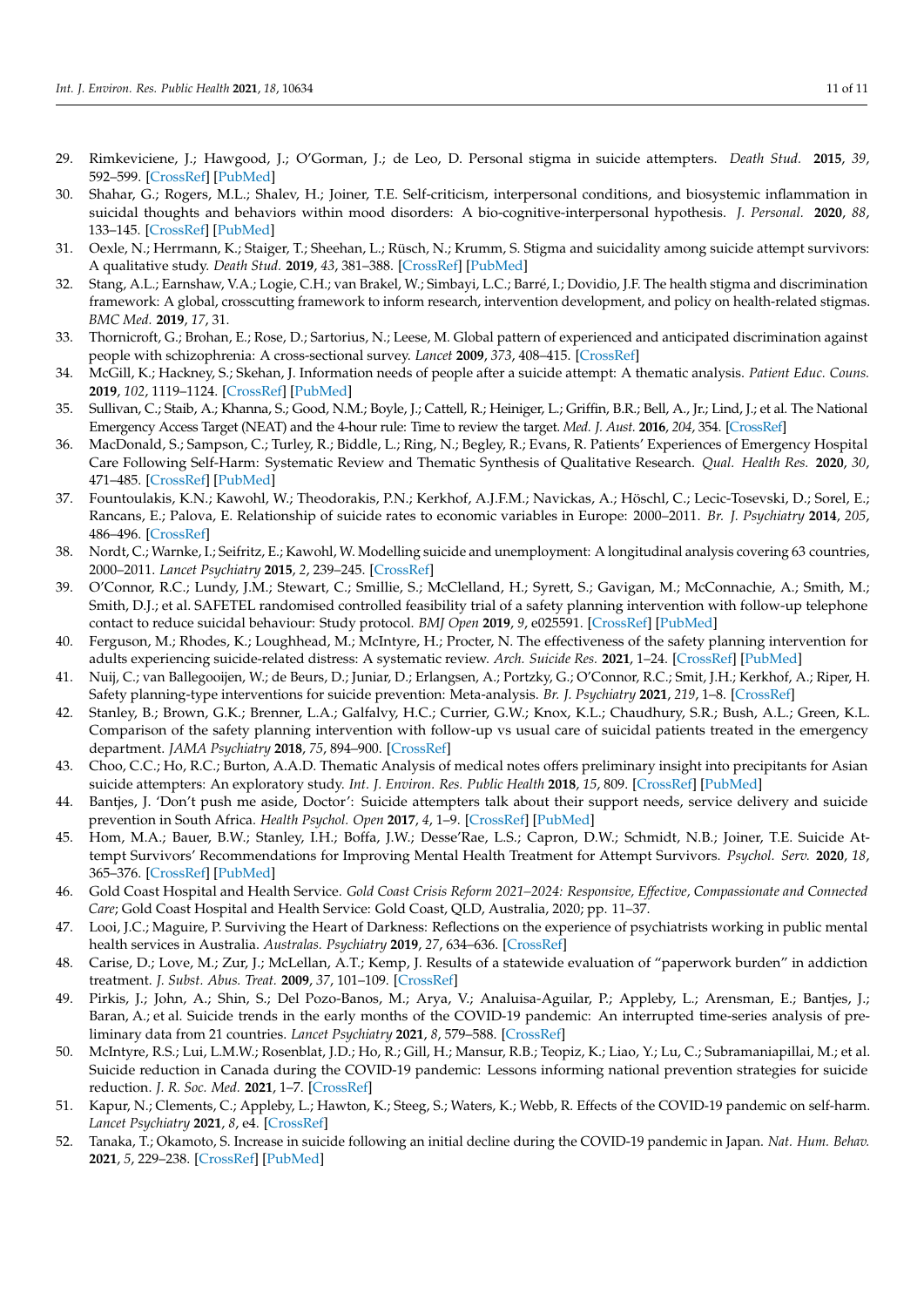29. Rimkeviciene, J.; Hawgood, J.; O'Gorman, J.; de Leo, D. Personal stigma in suicide attempters. *Death Stud.* **2015**, *39*, 592–599. [CrossRef] [PubMed]
30. Shahar, G.; Rogers, M.L.; Shalev, H.; Joiner, T.E. Self-criticism, interpersonal conditions, and biosystemic inflammation in suicidal thoughts and behaviors within mood disorders: A bio-cognitive-interpersonal hypothesis. *J. Personal.* **2020**, *88*, 133–145. [CrossRef] [PubMed]
31. Oexle, N.; Herrmann, K.; Staiger, T.; Sheehan, L.; Rüsch, N.; Krumm, S. Stigma and suicidality among suicide attempt survivors: A qualitative study. *Death Stud.* **2019**, *43*, 381–388. [CrossRef] [PubMed]
32. Stang, A.L.; Earnshaw, V.A.; Logie, C.H.; van Brakel, W.; Simbayi, L.C.; Barré, I.; Dovidio, J.F. The health stigma and discrimination framework: A global, crosscutting framework to inform research, intervention development, and policy on health-related stigmas. *BMC Med.* **2019**, *17*, 31.
33. Thornicroft, G.; Brohan, E.; Rose, D.; Sartorius, N.; Leese, M. Global pattern of experienced and anticipated discrimination against people with schizophrenia: A cross-sectional survey. *Lancet* **2009**, *373*, 408–415. [CrossRef]
34. McGill, K.; Hackney, S.; Skehan, J. Information needs of people after a suicide attempt: A thematic analysis. *Patient Educ. Couns.* **2019**, *102*, 1119–1124. [CrossRef] [PubMed]
35. Sullivan, C.; Staib, A.; Khanna, S.; Good, N.M.; Boyle, J.; Cattell, R.; Heiniger, L.; Griffin, B.R.; Bell, A., Jr.; Lind, J.; et al. The National Emergency Access Target (NEAT) and the 4-hour rule: Time to review the target. *Med. J. Aust.* **2016**, *204*, 354. [CrossRef]
36. MacDonald, S.; Sampson, C.; Turley, R.; Biddle, L.; Ring, N.; Begley, R.; Evans, R. Patients' Experiences of Emergency Hospital Care Following Self-Harm: Systematic Review and Thematic Synthesis of Qualitative Research. *Qual. Health Res.* **2020**, *30*, 471–485. [CrossRef] [PubMed]
37. Fountoulakis, K.N.; Kawohl, W.; Theodorakis, P.N.; Kerkhof, A.J.F.M.; Navickas, A.; Höschl, C.; Lecic-Tosevski, D.; Sorel, E.; Rancans, E.; Palova, E. Relationship of suicide rates to economic variables in Europe: 2000–2011. *Br. J. Psychiatry* **2014**, *205*, 486–496. [CrossRef]
38. Nordt, C.; Warnke, I.; Seifritz, E.; Kawohl, W. Modelling suicide and unemployment: A longitudinal analysis covering 63 countries, 2000–2011. *Lancet Psychiatry* **2015**, *2*, 239–245. [CrossRef]
39. O'Connor, R.C.; Lundy, J.M.; Stewart, C.; Smillie, S.; McClelland, H.; Syrett, S.; Gavigan, M.; McConnachie, A.; Smith, M.; Smith, D.J.; et al. SAFETEL randomised controlled feasibility trial of a safety planning intervention with follow-up telephone contact to reduce suicidal behaviour: Study protocol. *BMJ Open* **2019**, *9*, e025591. [CrossRef] [PubMed]
40. Ferguson, M.; Rhodes, K.; Loughhead, M.; McIntyre, H.; Procter, N. The effectiveness of the safety planning intervention for adults experiencing suicide-related distress: A systematic review. *Arch. Suicide Res.* **2021**, 1–24. [CrossRef] [PubMed]
41. Nuij, C.; van Ballegooijen, W.; de Beurs, D.; Juniar, D.; Erlangsen, A.; Portzky, G.; O'Connor, R.C.; Smit, J.H.; Kerkhof, A.; Riper, H. Safety planning-type interventions for suicide prevention: Meta-analysis. *Br. J. Psychiatry* **2021**, *219*, 1–8. [CrossRef]
42. Stanley, B.; Brown, G.K.; Brenner, L.A.; Galfalvy, H.C.; Currier, G.W.; Knox, K.L.; Chaudhury, S.R.; Bush, A.L.; Green, K.L. Comparison of the safety planning intervention with follow-up vs usual care of suicidal patients treated in the emergency department. *JAMA Psychiatry* **2018**, *75*, 894–900. [CrossRef]
43. Choo, C.C.; Ho, R.C.; Burton, A.A.D. Thematic Analysis of medical notes offers preliminary insight into precipitants for Asian suicide attempters: An exploratory study. *Int. J. Environ. Res. Public Health* **2018**, *15*, 809. [CrossRef] [PubMed]
44. Bantjes, J. 'Don't push me aside, Doctor': Suicide attempters talk about their support needs, service delivery and suicide prevention in South Africa. *Health Psychol. Open* **2017**, *4*, 1–9. [CrossRef] [PubMed]
45. Hom, M.A.; Bauer, B.W.; Stanley, I.H.; Boffa, J.W.; Desse'Rae, L.S.; Capron, D.W.; Schmidt, N.B.; Joiner, T.E. Suicide Attempt Survivors' Recommendations for Improving Mental Health Treatment for Attempt Survivors. *Psychol. Serv.* **2020**, *18*, 365–376. [CrossRef] [PubMed]
46. Gold Coast Hospital and Health Service. *Gold Coast Crisis Reform 2021–2024: Responsive, Effective, Compassionate and Connected Care*; Gold Coast Hospital and Health Service: Gold Coast, QLD, Australia, 2020; pp. 11–37.
47. Looi, J.C.; Maguire, P. Surviving the Heart of Darkness: Reflections on the experience of psychiatrists working in public mental health services in Australia. *Australas. Psychiatry* **2019**, *27*, 634–636. [CrossRef]
48. Carise, D.; Love, M.; Zur, J.; McLellan, A.T.; Kemp, J. Results of a statewide evaluation of "paperwork burden" in addiction treatment. *J. Subst. Abus. Treat.* **2009**, *37*, 101–109. [CrossRef]
49. Pirkis, J.; John, A.; Shin, S.; Del Pozo-Banos, M.; Arya, V.; Analuisa-Aguilar, P.; Appleby, L.; Arensman, E.; Bantjes, J.; Baran, A.; et al. Suicide trends in the early months of the COVID-19 pandemic: An interrupted time-series analysis of preliminary data from 21 countries. *Lancet Psychiatry* **2021**, *8*, 579–588. [CrossRef]
50. McIntyre, R.S.; Lui, L.M.W.; Rosenblat, J.D.; Ho, R.; Gill, H.; Mansur, R.B.; Teopiz, K.; Liao, Y.; Lu, C.; Subramaniapillai, M.; et al. Suicide reduction in Canada during the COVID-19 pandemic: Lessons informing national prevention strategies for suicide reduction. *J. R. Soc. Med.* **2021**, 1–7. [CrossRef]
51. Kapur, N.; Clements, C.; Appleby, L.; Hawton, K.; Steeg, S.; Waters, K.; Webb, R. Effects of the COVID-19 pandemic on self-harm. *Lancet Psychiatry* **2021**, *8*, e4. [CrossRef]
52. Tanaka, T.; Okamoto, S. Increase in suicide following an initial decline during the COVID-19 pandemic in Japan. *Nat. Hum. Behav.* **2021**, *5*, 229–238. [CrossRef] [PubMed]